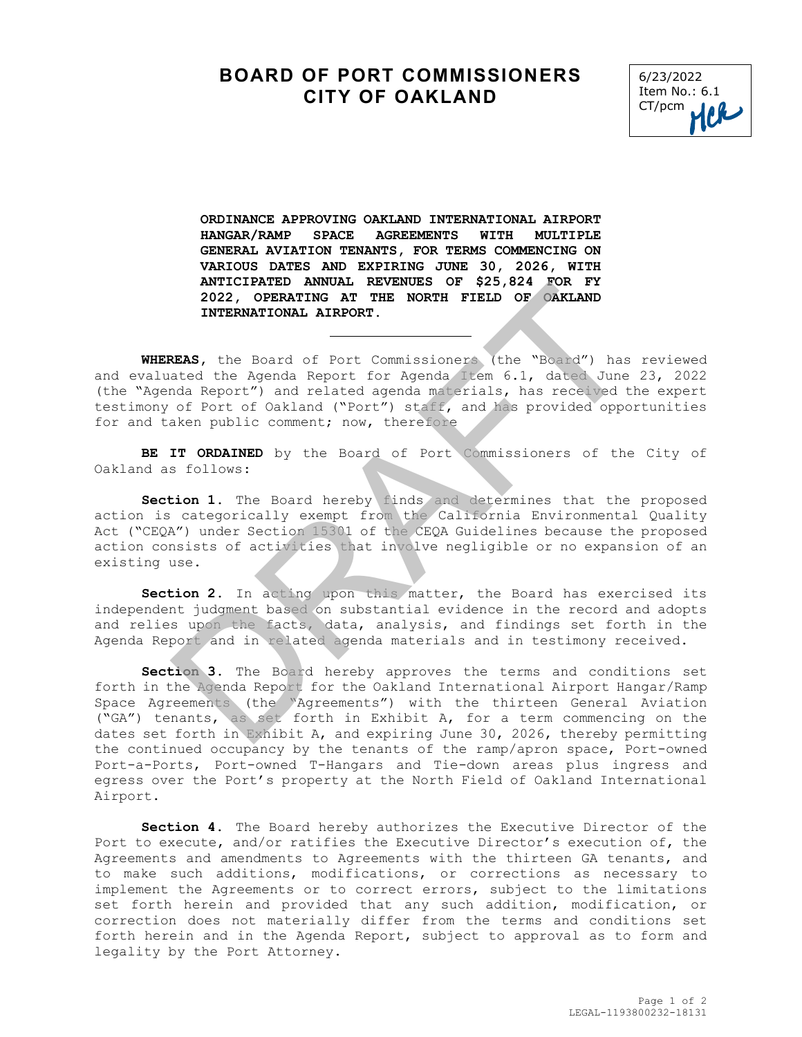# BOARD OF PORT COMMISSIONERS
# CITY OF OAKLAND

6/23/2022
Item No.: 6.1
CT/pcm

**ORDINANCE APPROVING OAKLAND INTERNATIONAL AIRPORT HANGAR/RAMP SPACE AGREEMENTS WITH MULTIPLE GENERAL AVIATION TENANTS, FOR TERMS COMMENCING ON VARIOUS DATES AND EXPIRING JUNE 30, 2026, WITH ANTICIPATED ANNUAL REVENUES OF $25,824 FOR FY 2022, OPERATING AT THE NORTH FIELD OF OAKLAND INTERNATIONAL AIRPORT.**

---

**WHEREAS**, the Board of Port Commissioners (the "Board") has reviewed and evaluated the Agenda Report for Agenda Item 6.1, dated June 23, 2022 (the "Agenda Report") and related agenda materials, has received the expert testimony of Port of Oakland ("Port") staff, and has provided opportunities for and taken public comment; now, therefore

**BE IT ORDAINED** by the Board of Port Commissioners of the City of Oakland as follows:

**Section 1.** The Board hereby finds and determines that the proposed action is categorically exempt from the California Environmental Quality Act ("CEQA") under Section 15301 of the CEQA Guidelines because the proposed action consists of activities that involve negligible or no expansion of an existing use.

**Section 2.** In acting upon this matter, the Board has exercised its independent judgment based on substantial evidence in the record and adopts and relies upon the facts, data, analysis, and findings set forth in the Agenda Report and in related agenda materials and in testimony received.

**Section 3.** The Board hereby approves the terms and conditions set forth in the Agenda Report for the Oakland International Airport Hangar/Ramp Space Agreements (the "Agreements") with the thirteen General Aviation ("GA") tenants, as set forth in Exhibit A, for a term commencing on the dates set forth in Exhibit A, and expiring June 30, 2026, thereby permitting the continued occupancy by the tenants of the ramp/apron space, Port-owned Port-a-Ports, Port-owned T-Hangars and Tie-down areas plus ingress and egress over the Port's property at the North Field of Oakland International Airport.

**Section 4.** The Board hereby authorizes the Executive Director of the Port to execute, and/or ratifies the Executive Director's execution of, the Agreements and amendments to Agreements with the thirteen GA tenants, and to make such additions, modifications, or corrections as necessary to implement the Agreements or to correct errors, subject to the limitations set forth herein and provided that any such addition, modification, or correction does not materially differ from the terms and conditions set forth herein and in the Agenda Report, subject to approval as to form and legality by the Port Attorney.

LEGAL-1193800232-18131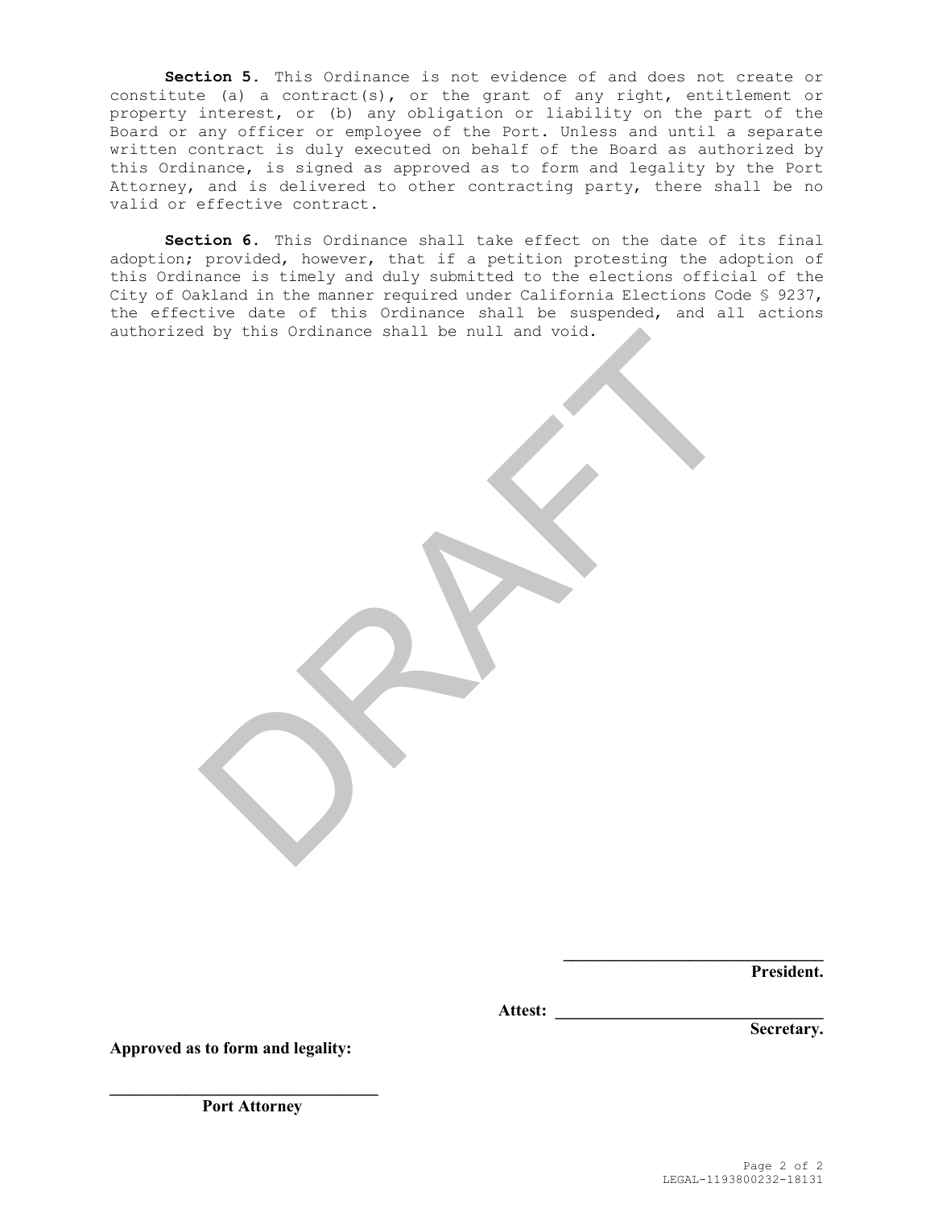**Section 5.** This Ordinance is not evidence of and does not create or constitute (a) a contract(s), or the grant of any right, entitlement or property interest, or (b) any obligation or liability on the part of the Board or any officer or employee of the Port. Unless and until a separate written contract is duly executed on behalf of the Board as authorized by this Ordinance, is signed as approved as to form and legality by the Port Attorney, and is delivered to other contracting party, there shall be no valid or effective contract.

**Section 6.** This Ordinance shall take effect on the date of its final adoption; provided, however, that if a petition protesting the adoption of this Ordinance is timely and duly submitted to the elections official of the City of Oakland in the manner required under California Elections Code § 9237, the effective date of this Ordinance shall be suspended, and all actions authorized by this Ordinance shall be null and void.

\_\_\_\_\_\_\_\_\_\_\_\_\_\_\_\_\_\_\_\_\_\_\_\_\_\_\_\_\_\_\_

**President.**

**Attest:** \_\_\_\_\_\_\_\_\_\_\_\_\_\_\_\_\_\_\_\_\_\_\_\_\_\_\_\_\_\_\_

**Secretary.**

**Approved as to form and legality:**

\_\_\_\_\_\_\_\_\_\_\_\_\_\_\_\_\_\_\_\_\_\_\_\_\_\_\_\_\_\_\_

**Port Attorney**

LEGAL-1193800232-18131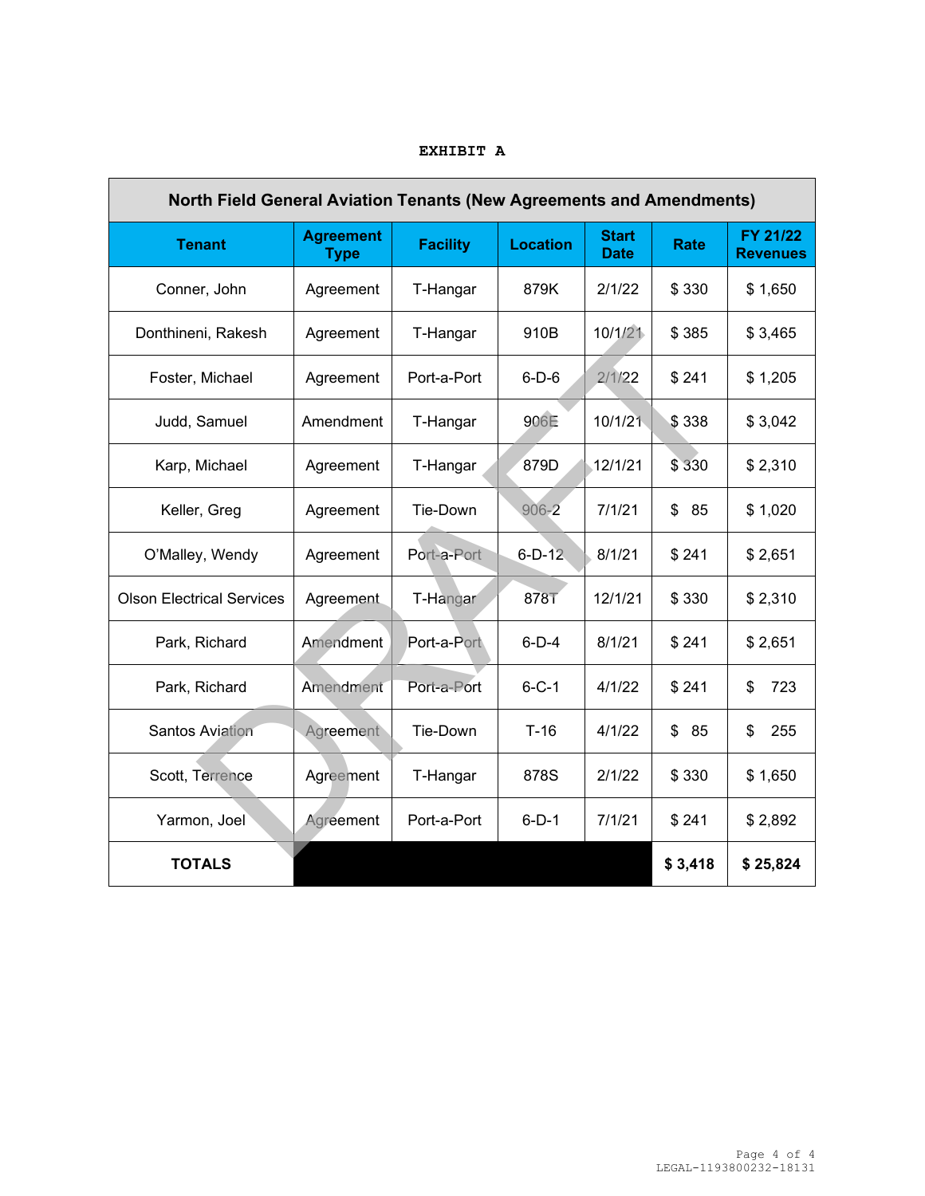**EXHIBIT A**

| North Field General Aviation Tenants (New Agreements and Amendments) | | | | | | |
|---|---|---|---|---|---|---|
| **Tenant** | **Agreement Type** | **Facility** | **Location** | **Start Date** | **Rate** | **FY 21/22 Revenues** |
| Conner, John | Agreement | T-Hangar | 879K | 2/1/22 | $ 330 | $ 1,650 |
| Donthineni, Rakesh | Agreement | T-Hangar | 910B | 10/1/21 | $ 385 | $ 3,465 |
| Foster, Michael | Agreement | Port-a-Port | 6-D-6 | 2/1/22 | $ 241 | $ 1,205 |
| Judd, Samuel | Amendment | T-Hangar | 906E | 10/1/21 | $ 338 | $ 3,042 |
| Karp, Michael | Agreement | T-Hangar | 879D | 12/1/21 | $ 330 | $ 2,310 |
| Keller, Greg | Agreement | Tie-Down | 906-2 | 7/1/21 | $ 85 | $ 1,020 |
| O'Malley, Wendy | Agreement | Port-a-Port | 6-D-12 | 8/1/21 | $ 241 | $ 2,651 |
| Olson Electrical Services | Agreement | T-Hangar | 878T | 12/1/21 | $ 330 | $ 2,310 |
| Park, Richard | Amendment | Port-a-Port | 6-D-4 | 8/1/21 | $ 241 | $ 2,651 |
| Park, Richard | Amendment | Port-a-Port | 6-C-1 | 4/1/22 | $ 241 | $ 723 |
| Santos Aviation | Agreement | Tie-Down | T-16 | 4/1/22 | $ 85 | $ 255 |
| Scott, Terrence | Agreement | T-Hangar | 878S | 2/1/22 | $ 330 | $ 1,650 |
| Yarmon, Joel | Agreement | Port-a-Port | 6-D-1 | 7/1/21 | $ 241 | $ 2,892 |
| **TOTALS** | | | | | **$ 3,418** | **$ 25,824** |

LEGAL-1193800232-18131